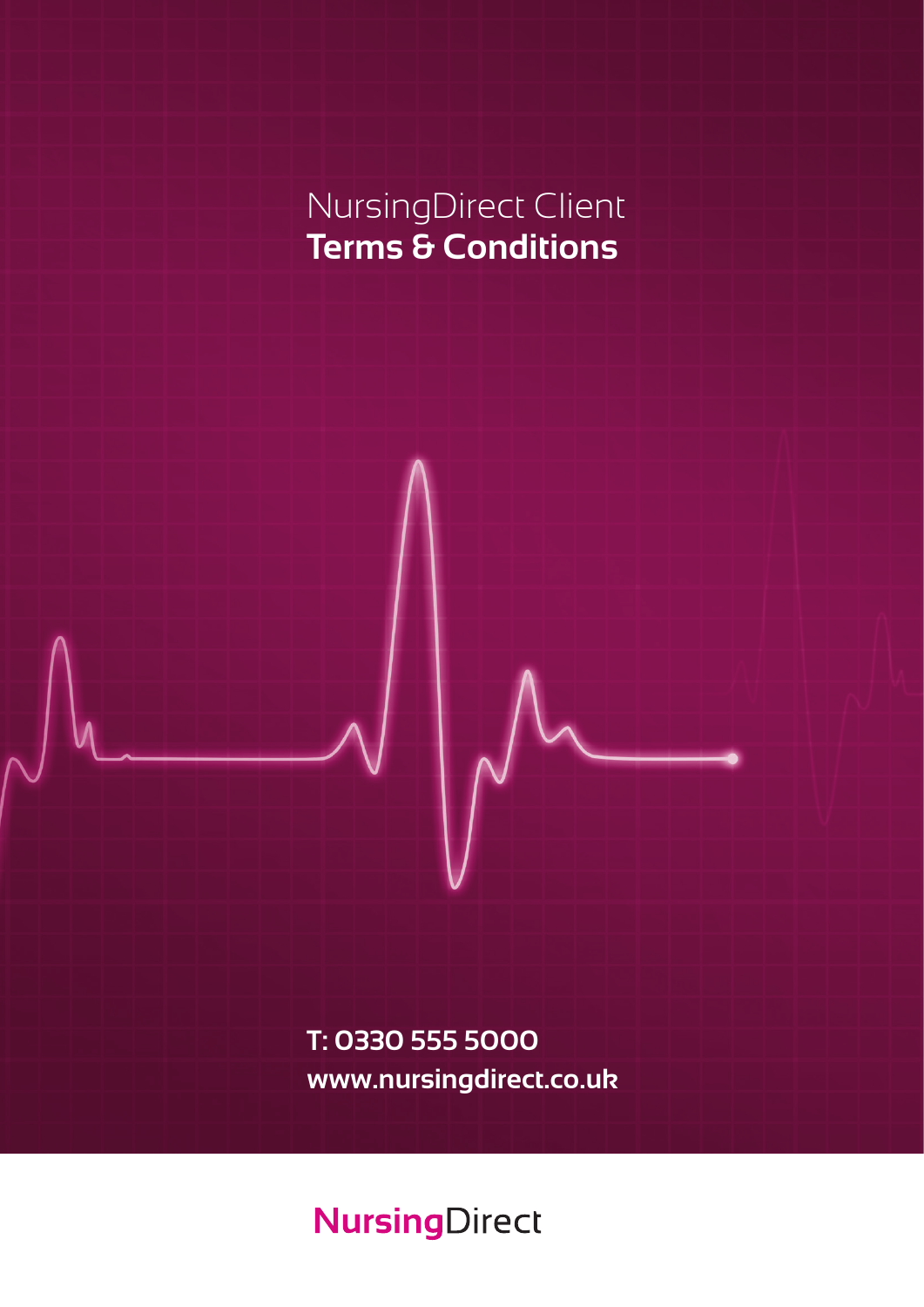# NursingDirect Client **Terms & Conditions**

**T: 0330 555 5000**
**www.nursingdirect.co.uk**

**Nursing**Direct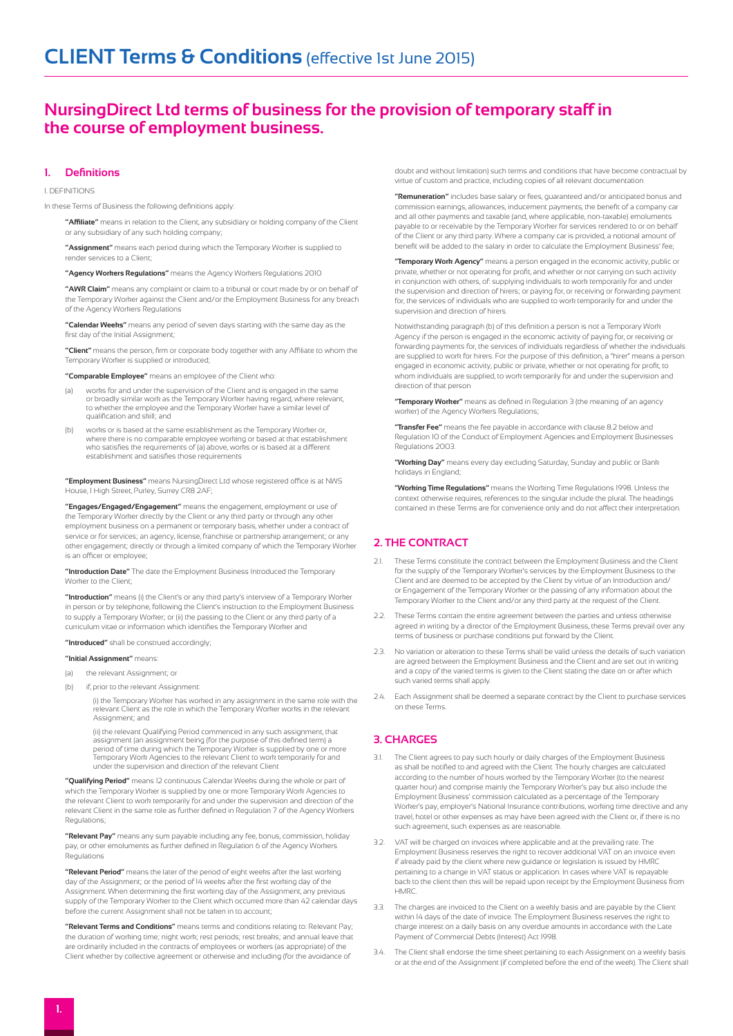# CLIENT Terms & Conditions (effective 1st June 2015)

## NursingDirect Ltd terms of business for the provision of temporary staff in the course of employment business.

### 1. Definitions

1. DEFINITIONS

In these Terms of Business the following definitions apply:

**"Affiliate"** means in relation to the Client, any subsidiary or holding company of the Client or any subsidiary of any such holding company;

**"Assignment"** means each period during which the Temporary Worker is supplied to render services to a Client;

**"Agency Workers Regulations"** means the Agency Workers Regulations 2010

**"AWR Claim"** means any complaint or claim to a tribunal or court made by or on behalf of the Temporary Worker against the Client and/or the Employment Business for any breach of the Agency Workers Regulations

**"Calendar Weeks"** means any period of seven days starting with the same day as the first day of the Initial Assignment;

**"Client"** means the person, firm or corporate body together with any Affiliate to whom the Temporary Worker is supplied or introduced;

**"Comparable Employee"** means an employee of the Client who:

(a) works for and under the supervision of the Client and is engaged in the same or broadly similar work as the Temporary Worker having regard, where relevant, to whether the employee and the Temporary Worker have a similar level of qualification and skill; and

(b) works or is based at the same establishment as the Temporary Worker or, where there is no comparable employee working or based at that establishment who satisfies the requirements of (a) above, works or is based at a different establishment and satisfies those requirements

**"Employment Business"** means NursingDirect Ltd whose registered office is at NWS House, 1 High Street, Purley, Surrey CR8 2AF;

**"Engages/Engaged/Engagement"** means the engagement, employment or use of the Temporary Worker directly by the Client or any third party or through any other employment business on a permanent or temporary basis, whether under a contract of service or for services; an agency, license, franchise or partnership arrangement; or any other engagement; directly or through a limited company of which the Temporary Worker is an officer or employee;

**"Introduction Date"** The date the Employment Business Introduced the Temporary Worker to the Client;

**"Introduction"** means (i) the Client's or any third party's interview of a Temporary Worker in person or by telephone, following the Client's instruction to the Employment Business to supply a Temporary Worker; or (ii) the passing to the Client or any third party of a curriculum vitae or information which identifies the Temporary Worker and

**"Introduced"** shall be construed accordingly;

**"Initial Assignment"** means:

(a) the relevant Assignment; or

(b) if, prior to the relevant Assignment:

(i) the Temporary Worker has worked in any assignment in the same role with the relevant Client as the role in which the Temporary Worker works in the relevant Assignment; and

(ii) the relevant Qualifying Period commenced in any such assignment, that assignment (an assignment being (for the purpose of this defined term) a period of time during which the Temporary Worker is supplied by one or more Temporary Work Agencies to the relevant Client to work temporarily for and under the supervision and direction of the relevant Client

**"Qualifying Period"** means 12 continuous Calendar Weeks during the whole or part of which the Temporary Worker is supplied by one or more Temporary Work Agencies to the relevant Client to work temporarily for and under the supervision and direction of the relevant Client in the same role as further defined in Regulation 7 of the Agency Workers Regulations;

**"Relevant Pay"** means any sum payable including any fee, bonus, commission, holiday pay, or other emoluments as further defined in Regulation 6 of the Agency Workers Regulations

**"Relevant Period"** means the later of the period of eight weeks after the last working day of the Assignment; or the period of 14 weeks after the first working day of the Assignment. When determining the first working day of the Assignment, any previous supply of the Temporary Worker to the Client which occurred more than 42 calendar days before the current Assignment shall not be taken in to account;

**"Relevant Terms and Conditions"** means terms and conditions relating to: Relevant Pay; the duration of working time; night work; rest periods; rest breaks; and annual leave that are ordinarily included in the contracts of employees or workers (as appropriate) of the Client whether by collective agreement or otherwise and including (for the avoidance of doubt and without limitation) such terms and conditions that have become contractual by virtue of custom and practice, including copies of all relevant documentation

**"Remuneration"** includes base salary or fees, guaranteed and/or anticipated bonus and commission earnings, allowances, inducement payments, the benefit of a company car and all other payments and taxable (and, where applicable, non-taxable) emoluments payable to or receivable by the Temporary Worker for services rendered to or on behalf of the Client or any third party. Where a company car is provided, a notional amount of benefit will be added to the salary in order to calculate the Employment Business' fee;

**"Temporary Work Agency"** means a person engaged in the economic activity, public or private, whether or not operating for profit, and whether or not carrying on such activity in conjunction with others, of: supplying individuals to work temporarily for and under the supervision and direction of hirers; or paying for, or receiving or forwarding payment for, the services of individuals who are supplied to work temporarily for and under the supervision and direction of hirers.

Notwithstanding paragraph (b) of this definition a person is not a Temporary Work Agency if the person is engaged in the economic activity of paying for, or receiving or forwarding payments for, the services of individuals regardless of whether the individuals are supplied to work for hirers. For the purpose of this definition, a "hirer" means a person engaged in economic activity, public or private, whether or not operating for profit, to whom individuals are supplied, to work temporarily for and under the supervision and direction of that person

**"Temporary Worker"** means as defined in Regulation 3 (the meaning of an agency worker) of the Agency Workers Regulations;

**"Transfer Fee"** means the fee payable in accordance with clause 8.2 below and Regulation 10 of the Conduct of Employment Agencies and Employment Businesses Regulations 2003.

**"Working Day"** means every day excluding Saturday, Sunday and public or Bank holidays in England;

**"Working Time Regulations"** means the Working Time Regulations 1998. Unless the context otherwise requires, references to the singular include the plural. The headings contained in these Terms are for convenience only and do not affect their interpretation.

### 2. THE CONTRACT

2.1. These Terms constitute the contract between the Employment Business and the Client for the supply of the Temporary Worker's services by the Employment Business to the Client and are deemed to be accepted by the Client by virtue of an Introduction and/or Engagement of the Temporary Worker or the passing of any information about the Temporary Worker to the Client and/or any third party at the request of the Client.

2.2. These Terms contain the entire agreement between the parties and unless otherwise agreed in writing by a director of the Employment Business, these Terms prevail over any terms of business or purchase conditions put forward by the Client.

2.3. No variation or alteration to these Terms shall be valid unless the details of such variation are agreed between the Employment Business and the Client and are set out in writing and a copy of the varied terms is given to the Client stating the date on or after which such varied terms shall apply.

2.4. Each Assignment shall be deemed a separate contract by the Client to purchase services on these Terms.

### 3. CHARGES

3.1. The Client agrees to pay such hourly or daily charges of the Employment Business as shall be notified to and agreed with the Client. The hourly charges are calculated according to the number of hours worked by the Temporary Worker (to the nearest quarter hour) and comprise mainly the Temporary Worker's pay but also include the Employment Business' commission calculated as a percentage of the Temporary Worker's pay, employer's National Insurance contributions, working time directive and any travel, hotel or other expenses as may have been agreed with the Client or, if there is no such agreement, such expenses as are reasonable.

3.2. VAT will be charged on invoices where applicable and at the prevailing rate. The Employment Business reserves the right to recover additional VAT on an invoice even if already paid by the client where new guidance or legislation is issued by HMRC pertaining to a change in VAT status or application. In cases where VAT is repayable back to the client then this will be repaid upon receipt by the Employment Business from HMRC.

3.3. The charges are invoiced to the Client on a weekly basis and are payable by the Client within 14 days of the date of invoice. The Employment Business reserves the right to charge interest on a daily basis on any overdue amounts in accordance with the Late Payment of Commercial Debts (Interest) Act 1998.

3.4. The Client shall endorse the time sheet pertaining to each Assignment on a weekly basis or at the end of the Assignment (if completed before the end of the week). The Client shall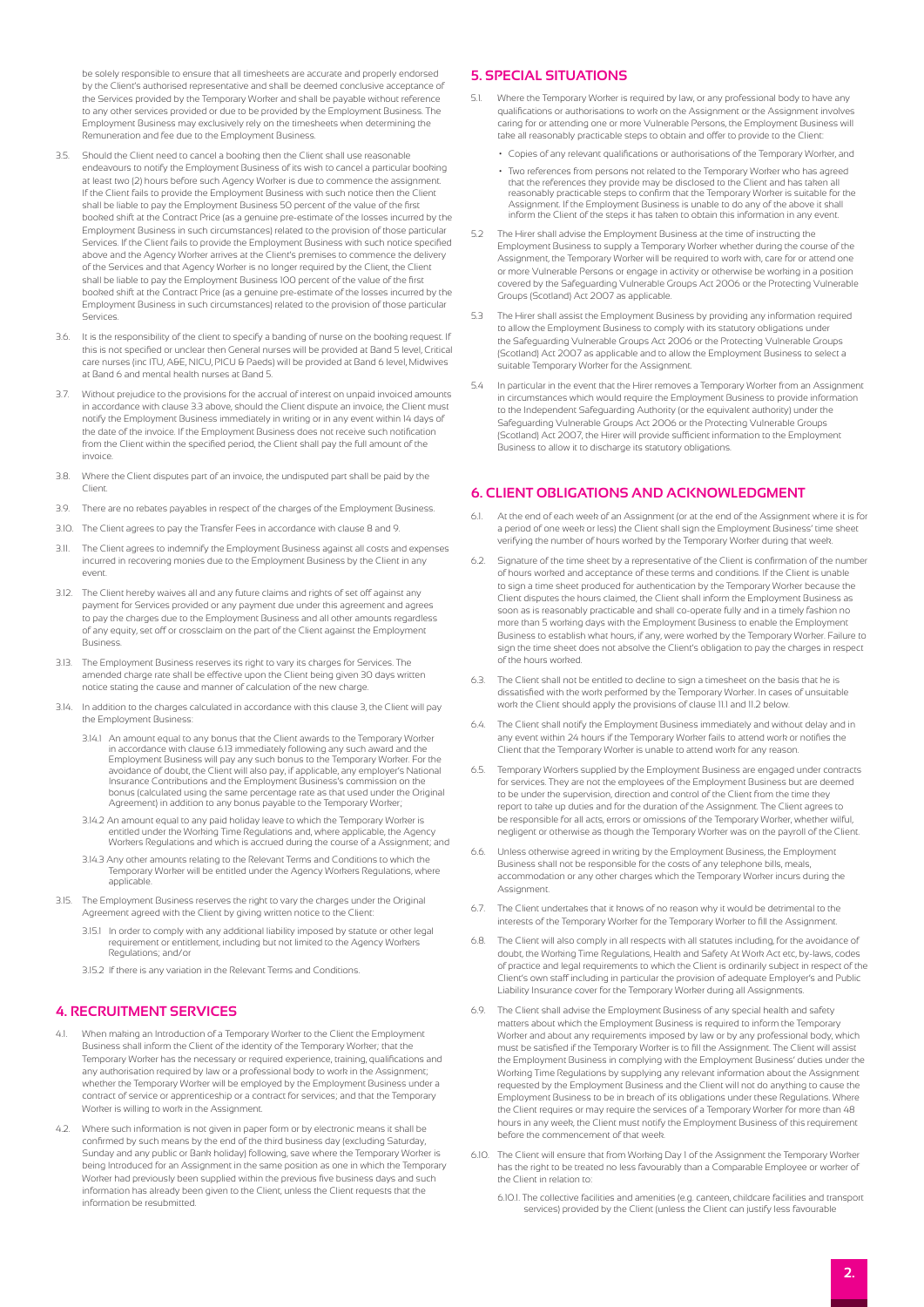be solely responsible to ensure that all timesheets are accurate and properly endorsed by the Client's authorised representative and shall be deemed conclusive acceptance of the Services provided by the Temporary Worker and shall be payable without reference to any other services provided or due to be provided by the Employment Business. The Employment Business may exclusively rely on the timesheets when determining the Remuneration and fee due to the Employment Business.

3.5. Should the Client need to cancel a booking then the Client shall use reasonable endeavours to notify the Employment Business of its wish to cancel a particular booking at least two (2) hours before such Agency Worker is due to commence the assignment. If the Client fails to provide the Employment Business with such notice then the Client shall be liable to pay the Employment Business 50 percent of the value of the first booked shift at the Contract Price (as a genuine pre-estimate of the losses incurred by the Employment Business in such circumstances) related to the provision of those particular Services. If the Client fails to provide the Employment Business with such notice specified above and the Agency Worker arrives at the Client's premises to commence the delivery of the Services and that Agency Worker is no longer required by the Client, the Client shall be liable to pay the Employment Business 100 percent of the value of the first booked shift at the Contract Price (as a genuine pre-estimate of the losses incurred by the Employment Business in such circumstances) related to the provision of those particular Services.

3.6. It is the responsibility of the client to specify a banding of nurse on the booking request. If this is not specified or unclear then General nurses will be provided at Band 5 level, Critical care nurses (inc ITU, A&E, NICU, PICU & Paeds) will be provided at Band 6 level, Midwives at Band 6 and mental health nurses at Band 5.

3.7. Without prejudice to the provisions for the accrual of interest on unpaid invoiced amounts in accordance with clause 3.3 above, should the Client dispute an invoice, the Client must notify the Employment Business immediately in writing or in any event within 14 days of the date of the invoice. If the Employment Business does not receive such notification from the Client within the specified period, the Client shall pay the full amount of the invoice.

3.8. Where the Client disputes part of an invoice, the undisputed part shall be paid by the Client.

3.9. There are no rebates payables in respect of the charges of the Employment Business.

3.10. The Client agrees to pay the Transfer Fees in accordance with clause 8 and 9.

3.11. The Client agrees to indemnify the Employment Business against all costs and expenses incurred in recovering monies due to the Employment Business by the Client in any event.

3.12. The Client hereby waives all and any future claims and rights of set off against any payment for Services provided or any payment due under this agreement and agrees to pay the charges due to the Employment Business and all other amounts regardless of any equity, set off or crossclaim on the part of the Client against the Employment Business.

3.13. The Employment Business reserves its right to vary its charges for Services. The amended charge rate shall be effective upon the Client being given 30 days written notice stating the cause and manner of calculation of the new charge.

3.14. In addition to the charges calculated in accordance with this clause 3, the Client will pay the Employment Business:

3.14.1 An amount equal to any bonus that the Client awards to the Temporary Worker in accordance with clause 6.13 immediately following any such award and the Employment Business will pay any such bonus to the Temporary Worker. For the avoidance of doubt, the Client will also pay, if applicable, any employer's National Insurance Contributions and the Employment Business's commission on the bonus (calculated using the same percentage rate as that used under the Original Agreement) in addition to any bonus payable to the Temporary Worker;

3.14.2 An amount equal to any paid holiday leave to which the Temporary Worker is entitled under the Working Time Regulations and, where applicable, the Agency Workers Regulations and which is accrued during the course of a Assignment; and

3.14.3 Any other amounts relating to the Relevant Terms and Conditions to which the Temporary Worker will be entitled under the Agency Workers Regulations, where applicable.

3.15. The Employment Business reserves the right to vary the charges under the Original Agreement agreed with the Client by giving written notice to the Client:

3.15.1 In order to comply with any additional liability imposed by statute or other legal requirement or entitlement, including but not limited to the Agency Workers Regulations; and/or

3.15.2 If there is any variation in the Relevant Terms and Conditions.

## 4. RECRUITMENT SERVICES

4.1. When making an Introduction of a Temporary Worker to the Client the Employment Business shall inform the Client of the identity of the Temporary Worker; that the Temporary Worker has the necessary or required experience, training, qualifications and any authorisation required by law or a professional body to work in the Assignment; whether the Temporary Worker will be employed by the Employment Business under a contract of service or apprenticeship or a contract for services; and that the Temporary Worker is willing to work in the Assignment.

4.2. Where such information is not given in paper form or by electronic means it shall be confirmed by such means by the end of the third business day (excluding Saturday, Sunday and any public or Bank holiday) following, save where the Temporary Worker is being Introduced for an Assignment in the same position as one in which the Temporary Worker had previously been supplied within the previous five business days and such information has already been given to the Client, unless the Client requests that the information be resubmitted.

## 5. SPECIAL SITUATIONS

5.1. Where the Temporary Worker is required by law, or any professional body to have any qualifications or authorisations to work on the Assignment or the Assignment involves caring for or attending one or more Vulnerable Persons, the Employment Business shall take all reasonably practicable steps to obtain and offer to provide to the Client:

- Copies of any relevant qualifications or authorisations of the Temporary Worker, and
- Two references from persons not related to the Temporary Worker who has agreed that the references they provide may be disclosed to the Client and has taken all reasonably practicable steps to confirm that the Temporary Worker is suitable for the Assignment. If the Employment Business is unable to do any of the above it shall inform the Client of the steps it has taken to obtain this information in any event.

5.2 The Hirer shall advise the Employment Business at the time of instructing the Employment Business to supply a Temporary Worker whether during the course of the Assignment, the Temporary Worker will be required to work with, care for or attend one or more Vulnerable Persons or engage in activity or otherwise be working in a position covered by the Safeguarding Vulnerable Groups Act 2006 or the Protecting Vulnerable Groups (Scotland) Act 2007 as applicable.

5.3 The Hirer shall assist the Employment Business by providing any information required to allow the Employment Business to comply with its statutory obligations under the Safeguarding Vulnerable Groups Act 2006 or the Protecting Vulnerable Groups (Scotland) Act 2007 as applicable and to allow the Employment Business to select a suitable Temporary Worker for the Assignment.

5.4 In particular in the event that the Hirer removes a Temporary Worker from an Assignment in circumstances which would require the Employment Business to provide information to the Independent Safeguarding Authority (or the equivalent authority) under the Safeguarding Vulnerable Groups Act 2006 or the Protecting Vulnerable Groups (Scotland) Act 2007, the Hirer will provide sufficient information to the Employment Business to allow it to discharge its statutory obligations.

## 6. CLIENT OBLIGATIONS AND ACKNOWLEDGMENT

6.1. At the end of each week of an Assignment (or at the end of the Assignment where it is for a period of one week or less) the Client shall sign the Employment Business' time sheet verifying the number of hours worked by the Temporary Worker during that week.

6.2. Signature of the time sheet by a representative of the Client is confirmation of the number of hours worked and acceptance of these terms and conditions. If the Client is unable to sign a time sheet produced for authentication by the Temporary Worker because the Client disputes the hours claimed, the Client shall inform the Employment Business as soon as is reasonably practicable and shall co-operate fully and in a timely fashion no more than 5 working days with the Employment Business to enable the Employment Business to establish what hours, if any, were worked by the Temporary Worker. Failure to sign the time sheet does not absolve the Client's obligation to pay the charges in respect of the hours worked.

6.3. The Client shall not be entitled to decline to sign a timesheet on the basis that he is dissatisfied with the work performed by the Temporary Worker. In cases of unsuitable work the Client should apply the provisions of clause 11.1 and 11.2 below.

6.4. The Client shall notify the Employment Business immediately and without delay and in any event within 24 hours if the Temporary Worker fails to attend work or notifies the Client that the Temporary Worker is unable to attend work for any reason.

6.5. Temporary Workers supplied by the Employment Business are engaged under contracts for services. They are not the employees of the Employment Business but are deemed to be under the supervision, direction and control of the Client from the time they report to take up duties and for the duration of the Assignment. The Client agrees to be responsible for all acts, errors or omissions of the Temporary Worker, whether wilful, negligent or otherwise as though the Temporary Worker was on the payroll of the Client.

6.6. Unless otherwise agreed in writing by the Employment Business, the Employment Business shall not be responsible for the costs of any telephone bills, meals, accommodation or any other charges which the Temporary Worker incurs during the Assignment.

6.7. The Client undertakes that it knows of no reason why it would be detrimental to the interests of the Temporary Worker for the Temporary Worker to fill the Assignment.

6.8. The Client will also comply in all respects with all statutes including, for the avoidance of doubt, the Working Time Regulations, Health and Safety At Work Act etc, by-laws, codes of practice and legal requirements to which the Client is ordinarily subject in respect of the Client's own staff including in particular the provision of adequate Employer's and Public Liability Insurance cover for the Temporary Worker during all Assignments.

6.9. The Client shall advise the Employment Business of any special health and safety matters about which the Employment Business is required to inform the Temporary Worker and about any requirements imposed by law or by any professional body, which must be satisfied if the Temporary Worker is to fill the Assignment. The Client will assist the Employment Business in complying with the Employment Business' duties under the Working Time Regulations by supplying any relevant information about the Assignment requested by the Employment Business and the Client will not do anything to cause the Employment Business to be in breach of its obligations under these Regulations. Where the Client requires or may require the services of a Temporary Worker for more than 48 hours in any week, the Client must notify the Employment Business of this requirement before the commencement of that week.

6.10. The Client will ensure that from Working Day 1 of the Assignment the Temporary Worker has the right to be treated no less favourably than a Comparable Employee or worker of the Client in relation to:

6.10.1. The collective facilities and amenities (e.g. canteen, childcare facilities and transport services) provided by the Client (unless the Client can justify less favourable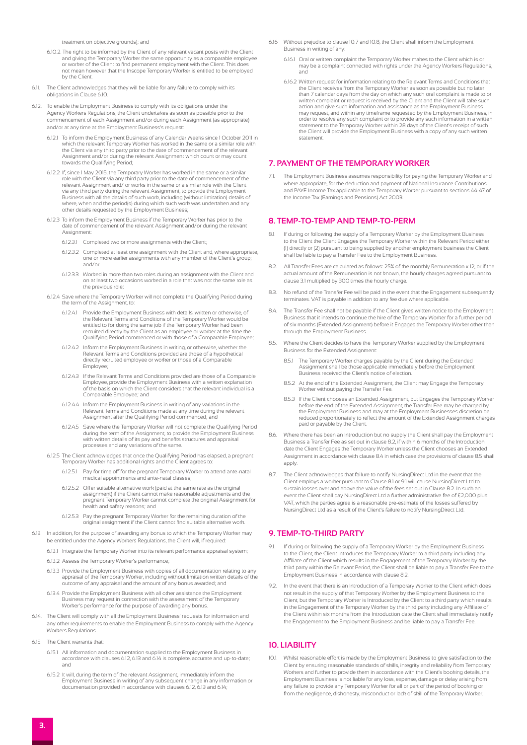treatment on objective grounds); and

6.10.2. The right to be informed by the Client of any relevant vacant posts with the Client and giving the Temporary Worker the same opportunity as a comparable employee or worker of the Client to find permanent employment with the Client. This does not mean however that the Inscope Temporary Worker is entitled to be employed by the Client.

6.11. The Client acknowledges that they will be liable for any failure to comply with its obligations in Clause 6.10.

6.12. To enable the Employment Business to comply with its obligations under the Agency Workers Regulations, the Client undertakes as soon as possible prior to the commencement of each Assignment and/or during each Assignment (as appropriate) and/or at any time at the Employment Business's request:

6.12.1 To inform the Employment Business of any Calendar Weeks since 1 October 2011 in which the relevant Temporary Worker has worked in the same or a similar role with the Client via any third party prior to the date of commencement of the relevant Assignment and/or during the relevant Assignment which count or may count towards the Qualifying Period;

6.12.2 If, since 1 May 2015, the Temporary Worker has worked in the same or a similar role with the Client via any third party prior to the date of commencement of the relevant Assignment and/ or works in the same or a similar role with the Client via any third party during the relevant Assignment, to provide the Employment Business with all the details of such work, including (without limitation) details of where, when and the period(s) during which such work was undertaken and any other details requested by the Employment Business;

6.12.3 To inform the Employment Business if the Temporary Worker has prior to the date of commencement of the relevant Assignment and/or during the relevant Assignment:

6.12.3.1 Completed two or more assignments with the Client;

6.12.3.2 Completed at least one assignment with the Client and, where appropriate, one or more earlier assignments with any member of the Client's group; and/or

6.12.3.3 Worked in more than two roles during an assignment with the Client and on at least two occasions worked in a role that was not the same role as the previous role;

6.12.4 Save where the Temporary Worker will not complete the Qualifying Period during the term of the Assignment, to:

6.12.4.1 Provide the Employment Business with details, written or otherwise, of the Relevant Terms and Conditions of the Temporary Worker would be entitled to for doing the same job if the Temporary Worker had been recruited directly by the Client as an employee or worker at the time the Qualifying Period commenced or with those of a Comparable Employee;

6.12.4.2 Inform the Employment Business in writing, or otherwise, whether the Relevant Terms and Conditions provided are those of a hypothetical directly recruited employee or worker or those of a Comparable Employee;

6.12.4.3 If the Relevant Terms and Conditions provided are those of a Comparable Employee, provide the Employment Business with a written explanation of the basis on which the Client considers that the relevant individual is a Comparable Employee; and

6.12.4.4 Inform the Employment Business in writing of any variations in the Relevant Terms and Conditions made at any time during the relevant Assignment after the Qualifying Period commenced; and

6.12.4.5 Save where the Temporary Worker will not complete the Qualifying Period during the term of the Assignment, to provide the Employment Business with written details of its pay and benefits structures and appraisal processes and any variations of the same.

6.12.5 The Client acknowledges that once the Qualifying Period has elapsed, a pregnant Temporary Worker has additional rights and the Client agrees to:

6.12.5.1 Pay for time off for the pregnant Temporary Worker to attend ante-natal medical appointments and ante-natal classes;

6.12.5.2 Offer suitable alternative work (paid at the same rate as the original assignment) if the Client cannot make reasonable adjustments and the pregnant Temporary Worker cannot complete the original Assignment for health and safety reasons; and

6.12.5.3 Pay the pregnant Temporary Worker for the remaining duration of the original assignment if the Client cannot find suitable alternative work.

6.13. In addition, for the purpose of awarding any bonus to which the Temporary Worker may be entitled under the Agency Workers Regulations, the Client will, if required:

6.13.1 Integrate the Temporary Worker into its relevant performance appraisal system;

6.13.2 Assess the Temporary Worker's performance;

6.13.3 Provide the Employment Business with copies of all documentation relating to any appraisal of the Temporary Worker, including without limitation written details of the outcome of any appraisal and the amount of any bonus awarded; and

6.13.4 Provide the Employment Business with all other assistance the Employment Business may request in connection with the assessment of the Temporary Worker's performance for the purpose of awarding any bonus.

6.14. The Client will comply with all the Employment Business' requests for information and any other requirements to enable the Employment Business to comply with the Agency Workers Regulations.

6.15. The Client warrants that:

6.15.1 All information and documentation supplied to the Employment Business in accordance with clauses 6.12, 6.13 and 6.14 is complete, accurate and up-to-date; and

6.15.2 It will, during the term of the relevant Assignment, immediately inform the Employment Business in writing of any subsequent change in any information or documentation provided in accordance with clauses 6.12, 6.13 and 6.14;

6.16 Without prejudice to clause 10.7 and 10.8, the Client shall inform the Employment Business in writing of any:

6.16.1 Oral or written complaint the Temporary Worker makes to the Client which is or may be a complaint connected with rights under the Agency Workers Regulations; and

6.16.2 Written request for information relating to the Relevant Terms and Conditions that the Client receives from the Temporary Worker as soon as possible but no later than 7 calendar days from the day on which any such oral complaint is made to or written complaint or request is received by the Client and the Client will take such action and give such information and assistance as the Employment Business may request, and within any timeframe requested by the Employment Business, in order to resolve any such complaint or to provide any such information in a written statement to the Temporary Worker within 28 days of the Client's receipt of such the Client will provide the Employment Business with a copy of any such written statement.

## 7. PAYMENT OF THE TEMPORARY WORKER

7.1. The Employment Business assumes responsibility for paying the Temporary Worker and where appropriate, for the deduction and payment of National Insurance Contributions and PAYE Income Tax applicable to the Temporary Worker pursuant to sections 44-47 of the Income Tax (Earnings and Pensions) Act 2003.

## 8. TEMP-TO-TEMP AND TEMP-TO-PERM

8.1. If during or following the supply of a Temporary Worker by the Employment Business to the Client the Client Engages the Temporary Worker within the Relevant Period either (1) directly or (2) pursuant to being supplied by another employment business the Client shall be liable to pay a Transfer Fee to the Employment Business.

8.2. All Transfer Fees are calculated as follows: 25% of the monthly Remuneration x 12, or if the actual amount of the Remuneration is not known, the hourly charges agreed pursuant to clause 3.1 multiplied by 300 times the hourly charge.

8.3. No refund of the Transfer Fee will be paid in the event that the Engagement subsequently terminates. VAT is payable in addition to any fee due where applicable.

8.4. The Transfer Fee shall not be payable if the Client gives written notice to the Employment Business that it intends to continue the hire of the Temporary Worker for a further period of six months (Extended Assignment) before it Engages the Temporary Worker other than through the Employment Business.

8.5. Where the Client decides to have the Temporary Worker supplied by the Employment Business for the Extended Assignment:

8.5.1 The Temporary Worker charges payable by the Client during the Extended Assignment shall be those applicable immediately before the Employment Business received the Client's notice of election.

8.5.2 At the end of the Extended Assignment, the Client may Engage the Temporary Worker without paying the Transfer Fee.

8.5.3 If the Client chooses an Extended Assignment, but Engages the Temporary Worker before the end of the Extended Assignment, the Transfer Fee may be charged by the Employment Business and may at the Employment Businesses discretion be reduced proportionately to reflect the amount of the Extended Assignment charges paid or payable by the Client.

8.6. Where there has been an Introduction but no supply the Client shall pay the Employment Business a Transfer Fee as set out in clause 8.2, if within 6 months of the Introduction date the Client Engages the Temporary Worker unless the Client chooses an Extended Assignment in accordance with clause 8.4 in which case the provisions of clause 8.5 shall apply.

8.7. The Client acknowledges that failure to notify NursingDirect Ltd in the event that the Client employs a worker pursuant to Clause 8.1 or 9.1 will cause NursingDirect Ltd to sustain losses over and above the value of the fees set out in Clause 8.2. In such an event the Client shall pay NursingDirect Ltd a further administrative fee of £2,000 plus VAT, which the parties agree is a reasonable pre-estimate of the losses suffered by NursingDirect Ltd as a result of the Client's failure to notify NursingDirect Ltd.

## 9. TEMP-TO-THIRD PARTY

9.1. If during or following the supply of a Temporary Worker by the Employment Business to the Client, the Client Introduces the Temporary Worker to a third party including any Affiliate of the Client which results in the Engagement of the Temporary Worker by the third party within the Relevant Period, the Client shall be liable to pay a Transfer Fee to the Employment Business in accordance with clause 8.2.

9.2. In the event that there is an Introduction of a Temporary Worker to the Client which does not result in the supply of that Temporary Worker by the Employment Business to the Client, but the Temporary Worker is Introduced by the Client to a third party which results in the Engagement of the Temporary Worker by the third party including any Affiliate of the Client within six months from the Introduction date the Client shall immediately notify the Engagement to the Employment Business and be liable to pay a Transfer Fee.

## 10. LIABILITY

10.1. Whilst reasonable effort is made by the Employment Business to give satisfaction to the Client by ensuring reasonable standards of skills, integrity and reliability from Temporary Workers and further to provide them in accordance with the Client's booking details, the Employment Business is not liable for any loss, expense, damage or delay arising from any failure to provide any Temporary Worker for all or part of the period of booking or from the negligence, dishonesty, misconduct or lack of skill of the Temporary Worker.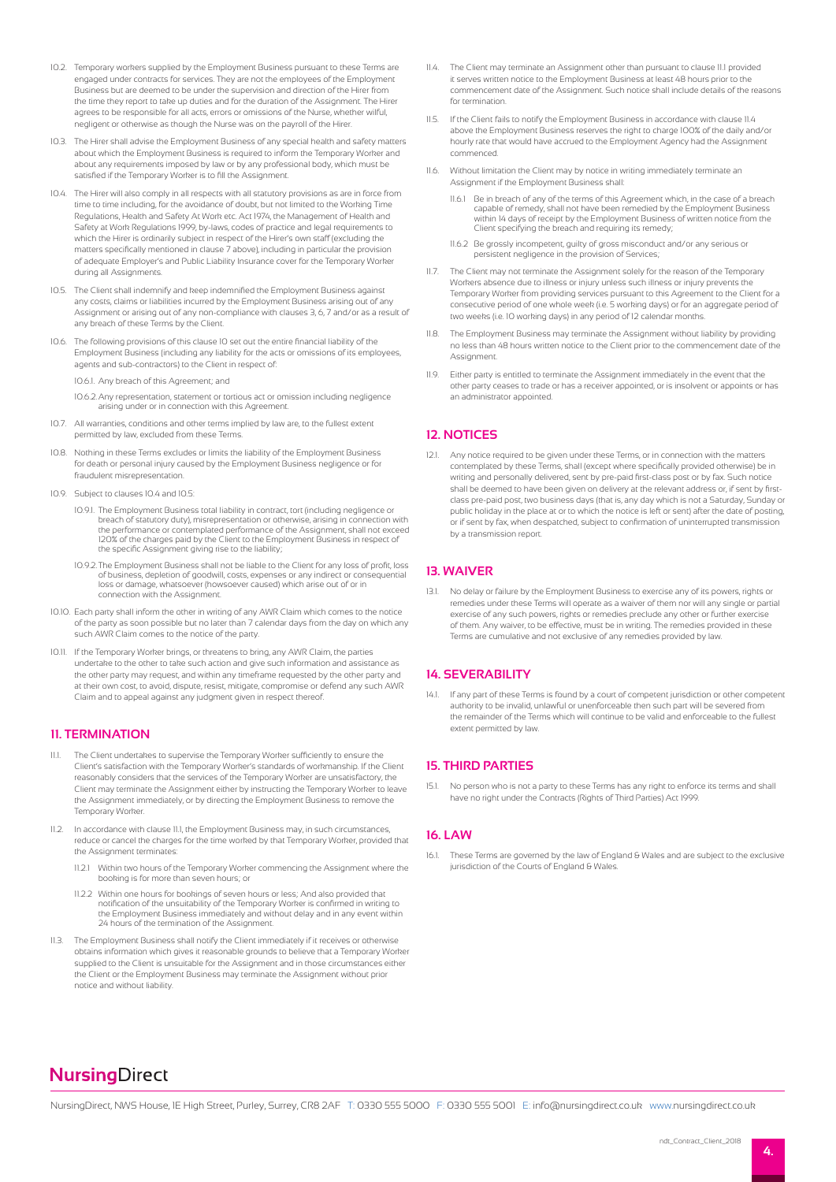10.2. Temporary workers supplied by the Employment Business pursuant to these Terms are engaged under contracts for services. They are not the employees of the Employment Business but are deemed to be under the supervision and direction of the Hirer from the time they report to take up duties and for the duration of the Assignment. The Hirer agrees to be responsible for all acts, errors or omissions of the Nurse, whether wilful, negligent or otherwise as though the Nurse was on the payroll of the Hirer.

10.3. The Hirer shall advise the Employment Business of any special health and safety matters about which the Employment Business is required to inform the Temporary Worker and about any requirements imposed by law or by any professional body, which must be satisfied if the Temporary Worker is to fill the Assignment.

10.4. The Hirer will also comply in all respects with all statutory provisions as are in force from time to time including, for the avoidance of doubt, but not limited to the Working Time Regulations, Health and Safety At Work etc. Act 1974, the Management of Health and Safety at Work Regulations 1999, by-laws, codes of practice and legal requirements to which the Hirer is ordinarily subject in respect of the Hirer's own staff (excluding the matters specifically mentioned in clause 7 above), including in particular the provision of adequate Employer's and Public Liability Insurance cover for the Temporary Worker during all Assignments.

10.5. The Client shall indemnify and keep indemnified the Employment Business against any costs, claims or liabilities incurred by the Employment Business arising out of any Assignment or arising out of any non-compliance with clauses 3, 6, 7 and/or as a result of any breach of these Terms by the Client.

10.6. The following provisions of this clause 10 set out the entire financial liability of the Employment Business (including any liability for the acts or omissions of its employees, agents and sub-contractors) to the Client in respect of:

10.6.1. Any breach of this Agreement; and

10.6.2. Any representation, statement or tortious act or omission including negligence arising under or in connection with this Agreement.

10.7. All warranties, conditions and other terms implied by law are, to the fullest extent permitted by law, excluded from these Terms.

10.8. Nothing in these Terms excludes or limits the liability of the Employment Business for death or personal injury caused by the Employment Business negligence or for fraudulent misrepresentation.

10.9. Subject to clauses 10.4 and 10.5:

10.9.1. The Employment Business total liability in contract, tort (including negligence or breach of statutory duty), misrepresentation or otherwise, arising in connection with the performance or contemplated performance of the Assignment, shall not exceed 120% of the charges paid by the Client to the Employment Business in respect of the specific Assignment giving rise to the liability;

10.9.2. The Employment Business shall not be liable to the Client for any loss of profit, loss of business, depletion of goodwill, costs, expenses or any indirect or consequential loss or damage, whatsoever (howsoever caused) which arise out of or in connection with the Assignment.

10.10. Each party shall inform the other in writing of any AWR Claim which comes to the notice of the party as soon possible but no later than 7 calendar days from the day on which any such AWR Claim comes to the notice of the party.

10.11. If the Temporary Worker brings, or threatens to bring, any AWR Claim, the parties undertake to the other to take such action and give such information and assistance as the other party may request, and within any timeframe requested by the other party and at their own cost, to avoid, dispute, resist, mitigate, compromise or defend any such AWR Claim and to appeal against any judgment given in respect thereof.

## 11. TERMINATION

11.1. The Client undertakes to supervise the Temporary Worker sufficiently to ensure the Client's satisfaction with the Temporary Worker's standards of workmanship. If the Client reasonably considers that the services of the Temporary Worker are unsatisfactory, the Client may terminate the Assignment either by instructing the Temporary Worker to leave the Assignment immediately, or by directing the Employment Business to remove the Temporary Worker.

11.2. In accordance with clause 11.1, the Employment Business may, in such circumstances, reduce or cancel the charges for the time worked by that Temporary Worker, provided that the Assignment terminates:

11.2.1 Within two hours of the Temporary Worker commencing the Assignment where the booking is for more than seven hours; or

11.2.2 Within one hours for bookings of seven hours or less; And also provided that notification of the unsuitability of the Temporary Worker is confirmed in writing to the Employment Business immediately and without delay and in any event within 24 hours of the termination of the Assignment.

11.3. The Employment Business shall notify the Client immediately if it receives or otherwise obtains information which gives it reasonable grounds to believe that a Temporary Worker supplied to the Client is unsuitable for the Assignment and in those circumstances either the Client or the Employment Business may terminate the Assignment without prior notice and without liability.

11.4. The Client may terminate an Assignment other than pursuant to clause 11.1 provided it serves written notice to the Employment Business at least 48 hours prior to the commencement date of the Assignment. Such notice shall include details of the reasons for termination.

11.5. If the Client fails to notify the Employment Business in accordance with clause 11.4 above the Employment Business reserves the right to charge 100% of the daily and/or hourly rate that would have accrued to the Employment Agency had the Assignment commenced.

11.6. Without limitation the Client may by notice in writing immediately terminate an Assignment if the Employment Business shall:

11.6.1 Be in breach of any of the terms of this Agreement which, in the case of a breach capable of remedy, shall not have been remedied by the Employment Business within 14 days of receipt by the Employment Business of written notice from the Client specifying the breach and requiring its remedy;

11.6.2 Be grossly incompetent, guilty of gross misconduct and/or any serious or persistent negligence in the provision of Services;

11.7. The Client may not terminate the Assignment solely for the reason of the Temporary Workers absence due to illness or injury unless such illness or injury prevents the Temporary Worker from providing services pursuant to this Agreement to the Client for a consecutive period of one whole week (i.e. 5 working days) or for an aggregate period of two weeks (i.e. 10 working days) in any period of 12 calendar months.

11.8. The Employment Business may terminate the Assignment without liability by providing no less than 48 hours written notice to the Client prior to the commencement date of the Assignment.

11.9. Either party is entitled to terminate the Assignment immediately in the event that the other party ceases to trade or has a receiver appointed, or is insolvent or appoints or has an administrator appointed.

## 12. NOTICES

12.1. Any notice required to be given under these Terms, or in connection with the matters contemplated by these Terms, shall (except where specifically provided otherwise) be in writing and personally delivered, sent by pre-paid first-class post or by fax. Such notice shall be deemed to have been given on delivery at the relevant address or, if sent by first-class pre-paid post, two business days (that is, any day which is not a Saturday, Sunday or public holiday in the place at or to which the notice is left or sent) after the date of posting, or if sent by fax, when despatched, subject to confirmation of uninterrupted transmission by a transmission report.

## 13. WAIVER

13.1. No delay or failure by the Employment Business to exercise any of its powers, rights or remedies under these Terms will operate as a waiver of them nor will any single or partial exercise of any such powers, rights or remedies preclude any other or further exercise of them. Any waiver, to be effective, must be in writing. The remedies provided in these Terms are cumulative and not exclusive of any remedies provided by law.

## 14. SEVERABILITY

14.1. If any part of these Terms is found by a court of competent jurisdiction or other competent authority to be invalid, unlawful or unenforceable then such part will be severed from the remainder of the Terms which will continue to be valid and enforceable to the fullest extent permitted by law.

## 15. THIRD PARTIES

15.1. No person who is not a party to these Terms has any right to enforce its terms and shall have no right under the Contracts (Rights of Third Parties) Act 1999.

## 16. LAW

16.1. These Terms are governed by the law of England & Wales and are subject to the exclusive jurisdiction of the Courts of England & Wales.

**NursingDirect**

NursingDirect, NWS House, 1E High Street, Purley, Surrey, CR8 2AF T: 0330 555 5000 F: 0330 555 5001 E: info@nursingdirect.co.uk www.nursingdirect.co.uk

ndt_Contract_Client_2018